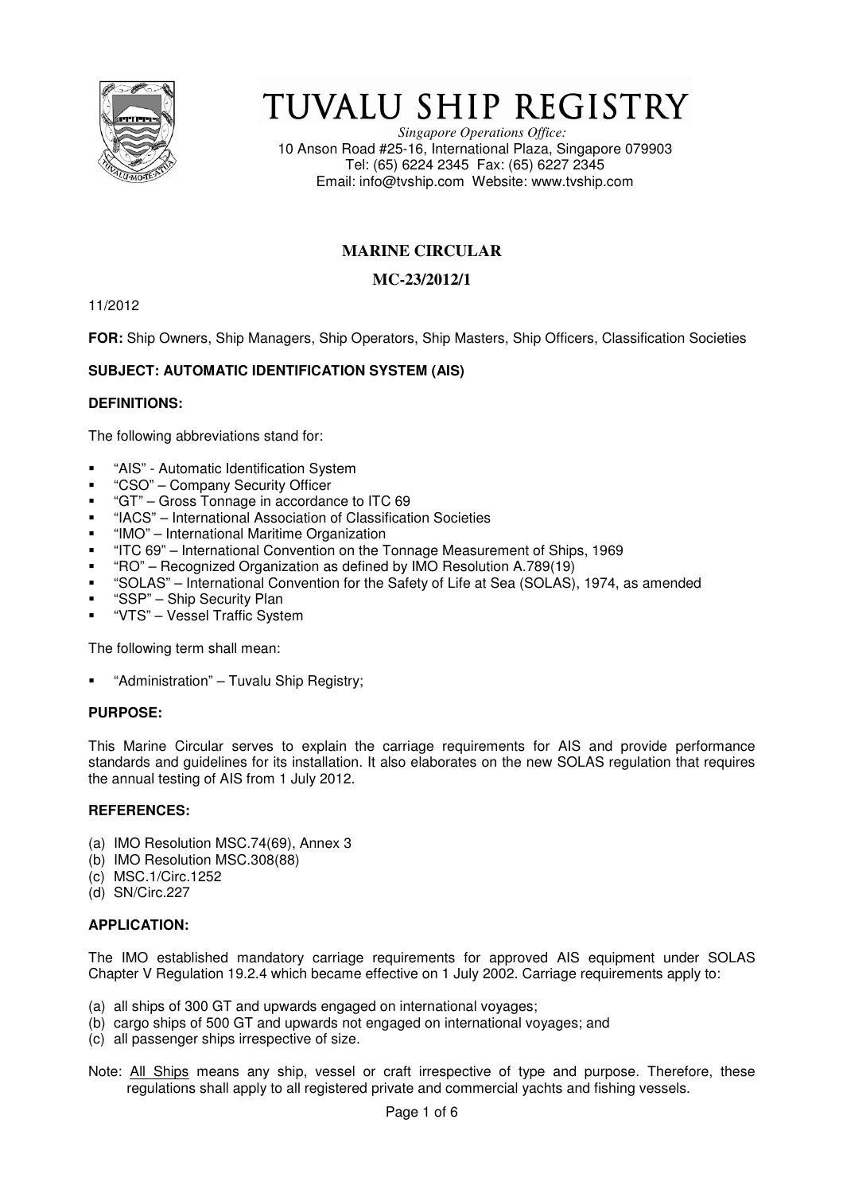# TUVALU SHIP REGISTRY

*Singapore Operations Office:*
10 Anson Road #25-16, International Plaza, Singapore 079903
Tel: (65) 6224 2345 Fax: (65) 6227 2345
Email: info@tvship.com Website: www.tvship.com

## MARINE CIRCULAR

## MC-23/2012/1

11/2012

**FOR:** Ship Owners, Ship Managers, Ship Operators, Ship Masters, Ship Officers, Classification Societies

**SUBJECT: AUTOMATIC IDENTIFICATION SYSTEM (AIS)**

**DEFINITIONS:**

The following abbreviations stand for:

- "AIS" - Automatic Identification System
- "CSO" – Company Security Officer
- "GT" – Gross Tonnage in accordance to ITC 69
- "IACS" – International Association of Classification Societies
- "IMO" – International Maritime Organization
- "ITC 69" – International Convention on the Tonnage Measurement of Ships, 1969
- "RO" – Recognized Organization as defined by IMO Resolution A.789(19)
- "SOLAS" – International Convention for the Safety of Life at Sea (SOLAS), 1974, as amended
- "SSP" – Ship Security Plan
- "VTS" – Vessel Traffic System

The following term shall mean:

- "Administration" – Tuvalu Ship Registry;

**PURPOSE:**

This Marine Circular serves to explain the carriage requirements for AIS and provide performance standards and guidelines for its installation. It also elaborates on the new SOLAS regulation that requires the annual testing of AIS from 1 July 2012.

**REFERENCES:**

(a) IMO Resolution MSC.74(69), Annex 3
(b) IMO Resolution MSC.308(88)
(c) MSC.1/Circ.1252
(d) SN/Circ.227

**APPLICATION:**

The IMO established mandatory carriage requirements for approved AIS equipment under SOLAS Chapter V Regulation 19.2.4 which became effective on 1 July 2002. Carriage requirements apply to:

(a) all ships of 300 GT and upwards engaged on international voyages;
(b) cargo ships of 500 GT and upwards not engaged on international voyages; and
(c) all passenger ships irrespective of size.

Note: All Ships means any ship, vessel or craft irrespective of type and purpose. Therefore, these regulations shall apply to all registered private and commercial yachts and fishing vessels.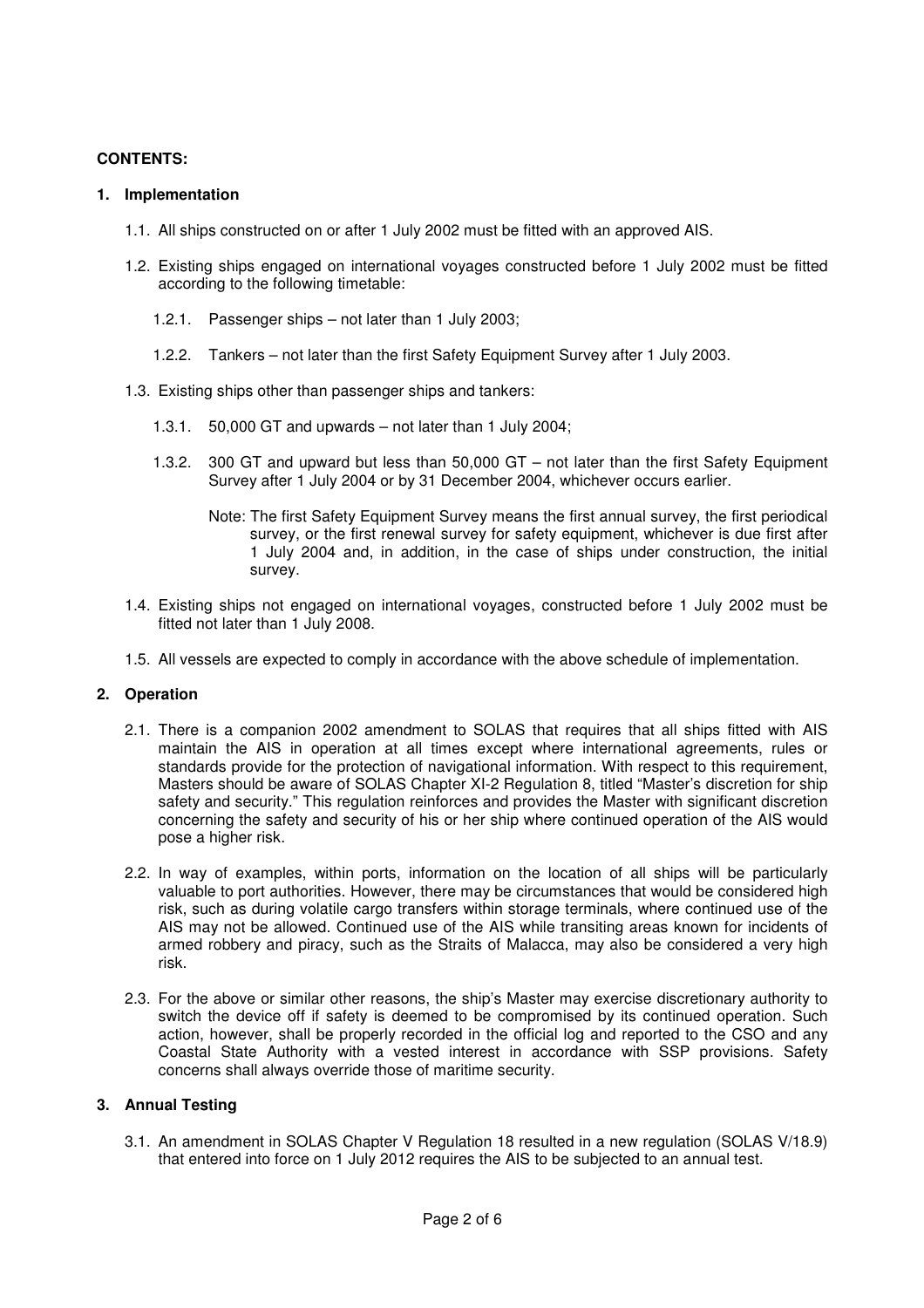**CONTENTS:**

## 1. Implementation

1.1. All ships constructed on or after 1 July 2002 must be fitted with an approved AIS.

1.2. Existing ships engaged on international voyages constructed before 1 July 2002 must be fitted according to the following timetable:

1.2.1. Passenger ships – not later than 1 July 2003;

1.2.2. Tankers – not later than the first Safety Equipment Survey after 1 July 2003.

1.3. Existing ships other than passenger ships and tankers:

1.3.1. 50,000 GT and upwards – not later than 1 July 2004;

1.3.2. 300 GT and upward but less than 50,000 GT – not later than the first Safety Equipment Survey after 1 July 2004 or by 31 December 2004, whichever occurs earlier.

Note: The first Safety Equipment Survey means the first annual survey, the first periodical survey, or the first renewal survey for safety equipment, whichever is due first after 1 July 2004 and, in addition, in the case of ships under construction, the initial survey.

1.4. Existing ships not engaged on international voyages, constructed before 1 July 2002 must be fitted not later than 1 July 2008.

1.5. All vessels are expected to comply in accordance with the above schedule of implementation.

## 2. Operation

2.1. There is a companion 2002 amendment to SOLAS that requires that all ships fitted with AIS maintain the AIS in operation at all times except where international agreements, rules or standards provide for the protection of navigational information. With respect to this requirement, Masters should be aware of SOLAS Chapter XI-2 Regulation 8, titled "Master's discretion for ship safety and security." This regulation reinforces and provides the Master with significant discretion concerning the safety and security of his or her ship where continued operation of the AIS would pose a higher risk.

2.2. In way of examples, within ports, information on the location of all ships will be particularly valuable to port authorities. However, there may be circumstances that would be considered high risk, such as during volatile cargo transfers within storage terminals, where continued use of the AIS may not be allowed. Continued use of the AIS while transiting areas known for incidents of armed robbery and piracy, such as the Straits of Malacca, may also be considered a very high risk.

2.3. For the above or similar other reasons, the ship's Master may exercise discretionary authority to switch the device off if safety is deemed to be compromised by its continued operation. Such action, however, shall be properly recorded in the official log and reported to the CSO and any Coastal State Authority with a vested interest in accordance with SSP provisions. Safety concerns shall always override those of maritime security.

## 3. Annual Testing

3.1. An amendment in SOLAS Chapter V Regulation 18 resulted in a new regulation (SOLAS V/18.9) that entered into force on 1 July 2012 requires the AIS to be subjected to an annual test.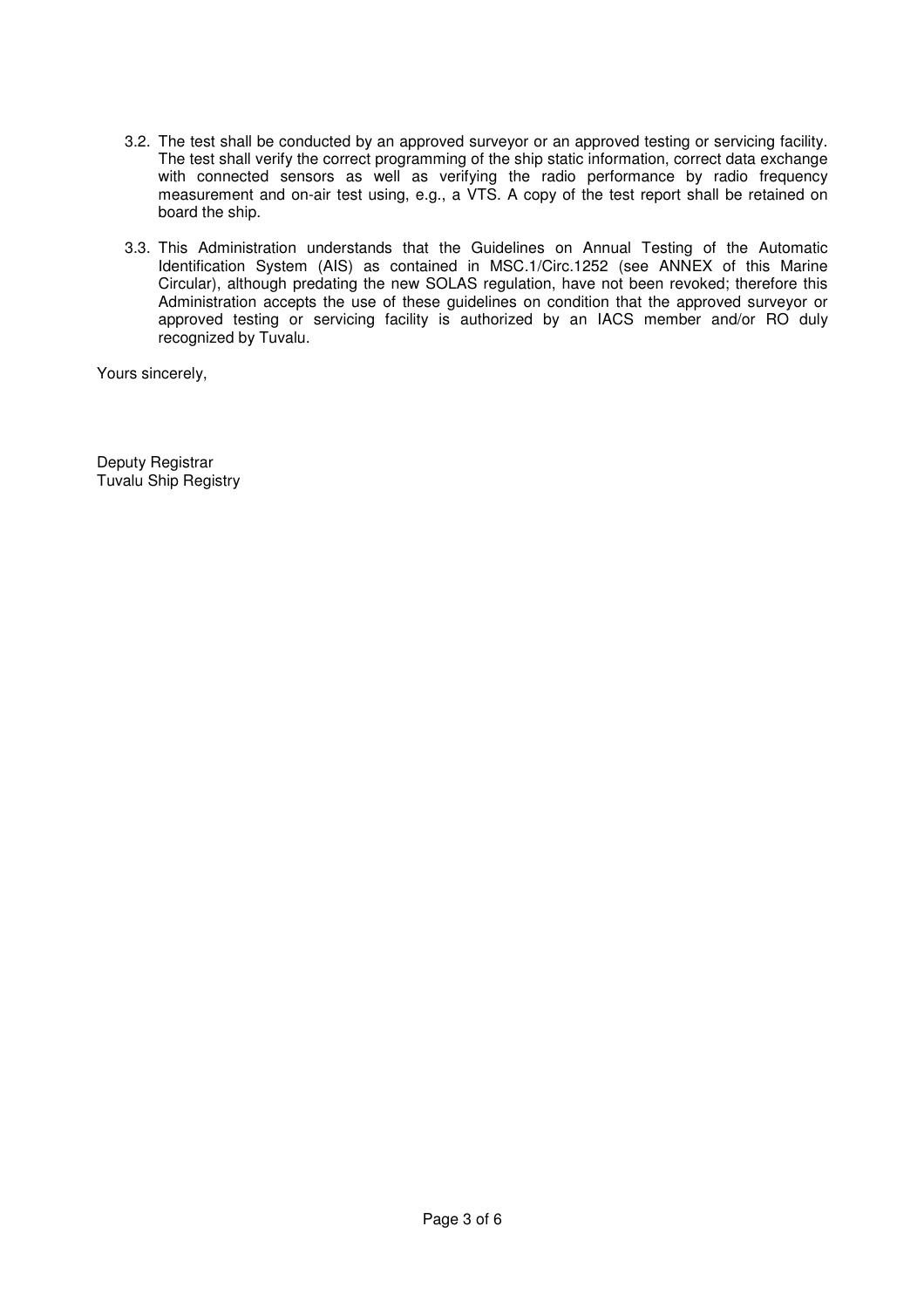3.2. The test shall be conducted by an approved surveyor or an approved testing or servicing facility. The test shall verify the correct programming of the ship static information, correct data exchange with connected sensors as well as verifying the radio performance by radio frequency measurement and on-air test using, e.g., a VTS. A copy of the test report shall be retained on board the ship.

3.3. This Administration understands that the Guidelines on Annual Testing of the Automatic Identification System (AIS) as contained in MSC.1/Circ.1252 (see ANNEX of this Marine Circular), although predating the new SOLAS regulation, have not been revoked; therefore this Administration accepts the use of these guidelines on condition that the approved surveyor or approved testing or servicing facility is authorized by an IACS member and/or RO duly recognized by Tuvalu.

Yours sincerely,

Deputy Registrar
Tuvalu Ship Registry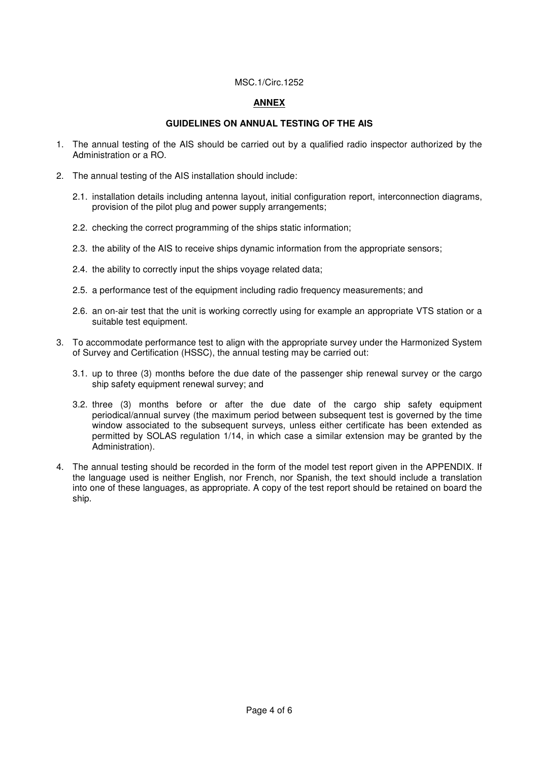MSC.1/Circ.1252

## ANNEX

### GUIDELINES ON ANNUAL TESTING OF THE AIS

1. The annual testing of the AIS should be carried out by a qualified radio inspector authorized by the Administration or a RO.

2. The annual testing of the AIS installation should include:

   2.1. installation details including antenna layout, initial configuration report, interconnection diagrams, provision of the pilot plug and power supply arrangements;

   2.2. checking the correct programming of the ships static information;

   2.3. the ability of the AIS to receive ships dynamic information from the appropriate sensors;

   2.4. the ability to correctly input the ships voyage related data;

   2.5. a performance test of the equipment including radio frequency measurements; and

   2.6. an on-air test that the unit is working correctly using for example an appropriate VTS station or a suitable test equipment.

3. To accommodate performance test to align with the appropriate survey under the Harmonized System of Survey and Certification (HSSC), the annual testing may be carried out:

   3.1. up to three (3) months before the due date of the passenger ship renewal survey or the cargo ship safety equipment renewal survey; and

   3.2. three (3) months before or after the due date of the cargo ship safety equipment periodical/annual survey (the maximum period between subsequent test is governed by the time window associated to the subsequent surveys, unless either certificate has been extended as permitted by SOLAS regulation 1/14, in which case a similar extension may be granted by the Administration).

4. The annual testing should be recorded in the form of the model test report given in the APPENDIX. If the language used is neither English, nor French, nor Spanish, the text should include a translation into one of these languages, as appropriate. A copy of the test report should be retained on board the ship.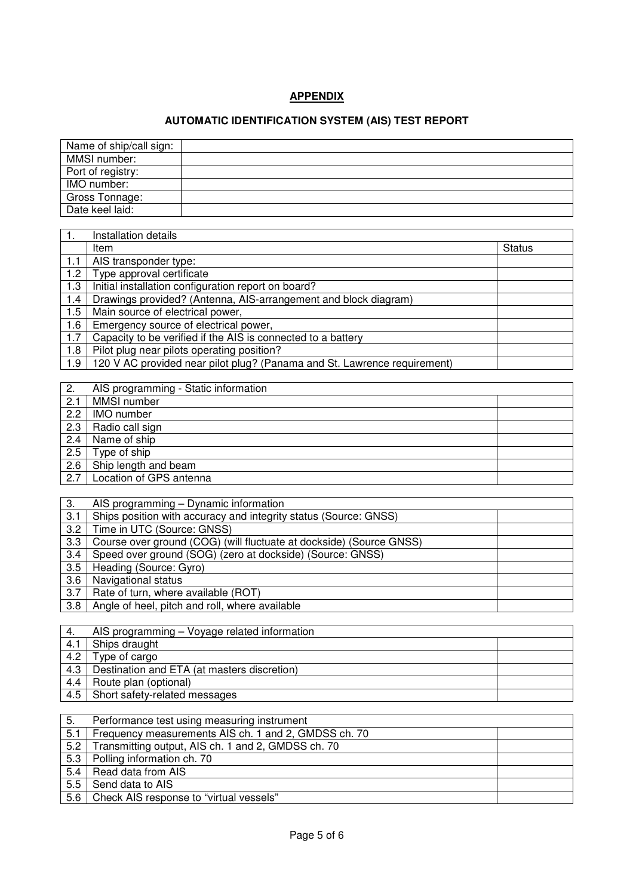**APPENDIX**

**AUTOMATIC IDENTIFICATION SYSTEM (AIS) TEST REPORT**

| | |
|---|---|
| Name of ship/call sign: | |
| MMSI number: | |
| Port of registry: | |
| IMO number: | |
| Gross Tonnage: | |
| Date keel laid: | |

| 1. | Installation details | |
|---|---|---|
| | Item | Status |
| 1.1 | AIS transponder type: | |
| 1.2 | Type approval certificate | |
| 1.3 | Initial installation configuration report on board? | |
| 1.4 | Drawings provided? (Antenna, AIS-arrangement and block diagram) | |
| 1.5 | Main source of electrical power, | |
| 1.6 | Emergency source of electrical power, | |
| 1.7 | Capacity to be verified if the AIS is connected to a battery | |
| 1.8 | Pilot plug near pilots operating position? | |
| 1.9 | 120 V AC provided near pilot plug? (Panama and St. Lawrence requirement) | |

| 2. | AIS programming - Static information | |
|---|---|---|
| 2.1 | MMSI number | |
| 2.2 | IMO number | |
| 2.3 | Radio call sign | |
| 2.4 | Name of ship | |
| 2.5 | Type of ship | |
| 2.6 | Ship length and beam | |
| 2.7 | Location of GPS antenna | |

| 3. | AIS programming – Dynamic information | |
|---|---|---|
| 3.1 | Ships position with accuracy and integrity status (Source: GNSS) | |
| 3.2 | Time in UTC (Source: GNSS) | |
| 3.3 | Course over ground (COG) (will fluctuate at dockside) (Source GNSS) | |
| 3.4 | Speed over ground (SOG) (zero at dockside) (Source: GNSS) | |
| 3.5 | Heading (Source: Gyro) | |
| 3.6 | Navigational status | |
| 3.7 | Rate of turn, where available (ROT) | |
| 3.8 | Angle of heel, pitch and roll, where available | |

| 4. | AIS programming – Voyage related information | |
|---|---|---|
| 4.1 | Ships draught | |
| 4.2 | Type of cargo | |
| 4.3 | Destination and ETA (at masters discretion) | |
| 4.4 | Route plan (optional) | |
| 4.5 | Short safety-related messages | |

| 5. | Performance test using measuring instrument | |
|---|---|---|
| 5.1 | Frequency measurements AIS ch. 1 and 2, GMDSS ch. 70 | |
| 5.2 | Transmitting output, AIS ch. 1 and 2, GMDSS ch. 70 | |
| 5.3 | Polling information ch. 70 | |
| 5.4 | Read data from AIS | |
| 5.5 | Send data to AIS | |
| 5.6 | Check AIS response to "virtual vessels" | |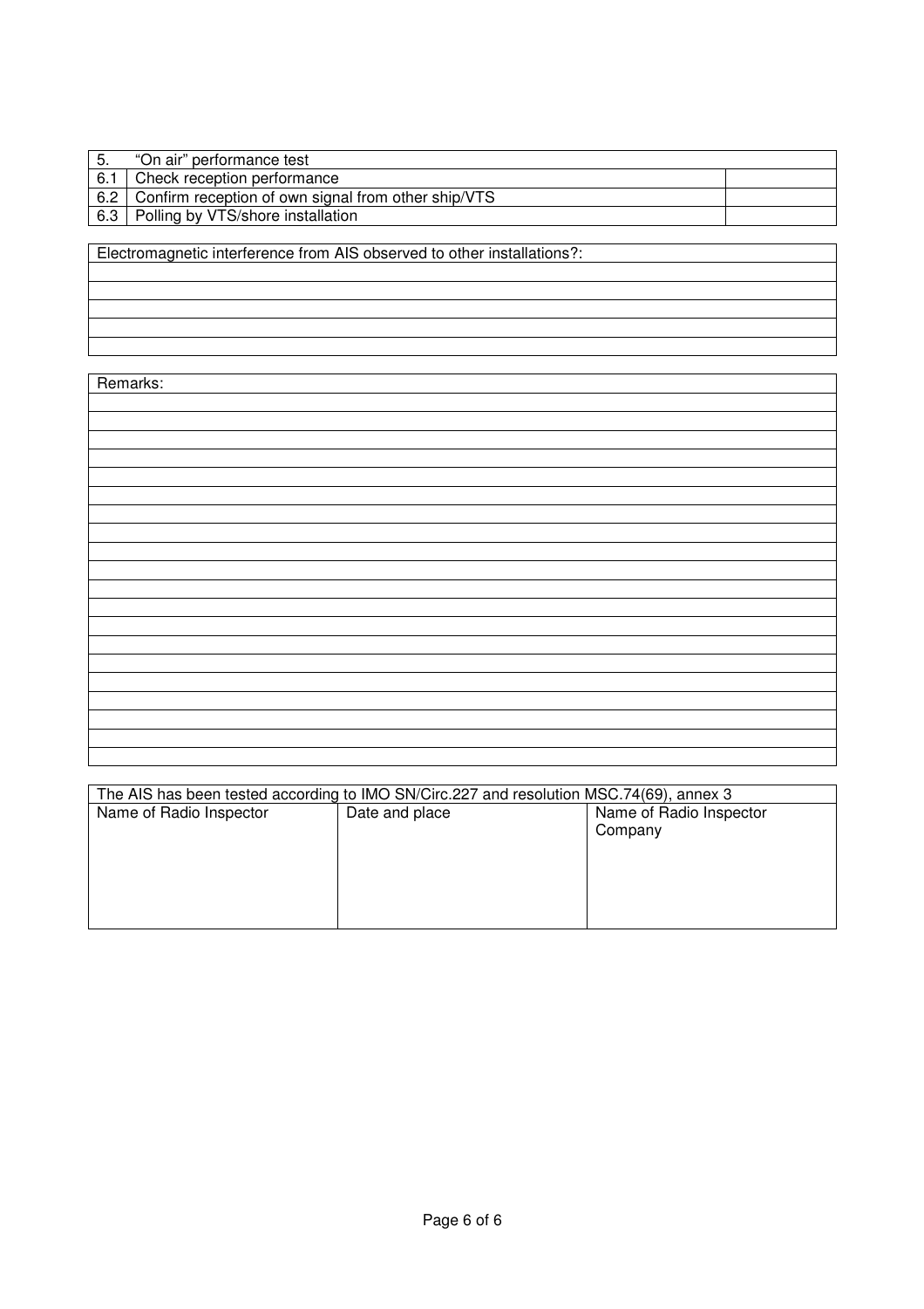| | | |
|---|---|---|
| 5. | "On air" performance test | |
| 6.1 | Check reception performance | |
| 6.2 | Confirm reception of own signal from other ship/VTS | |
| 6.3 | Polling by VTS/shore installation | |

| Electromagnetic interference from AIS observed to other installations?: |
|---|
| |
| |
| |
| |
| |

| Remarks: |
|---|
| |
| |
| |
| |
| |
| |
| |
| |
| |
| |
| |
| |
| |
| |
| |
| |
| |
| |
| |
| |

| The AIS has been tested according to IMO SN/Circ.227 and resolution MSC.74(69), annex 3 | | |
|---|---|---|
| Name of Radio Inspector | Date and place | Name of Radio Inspector Company |